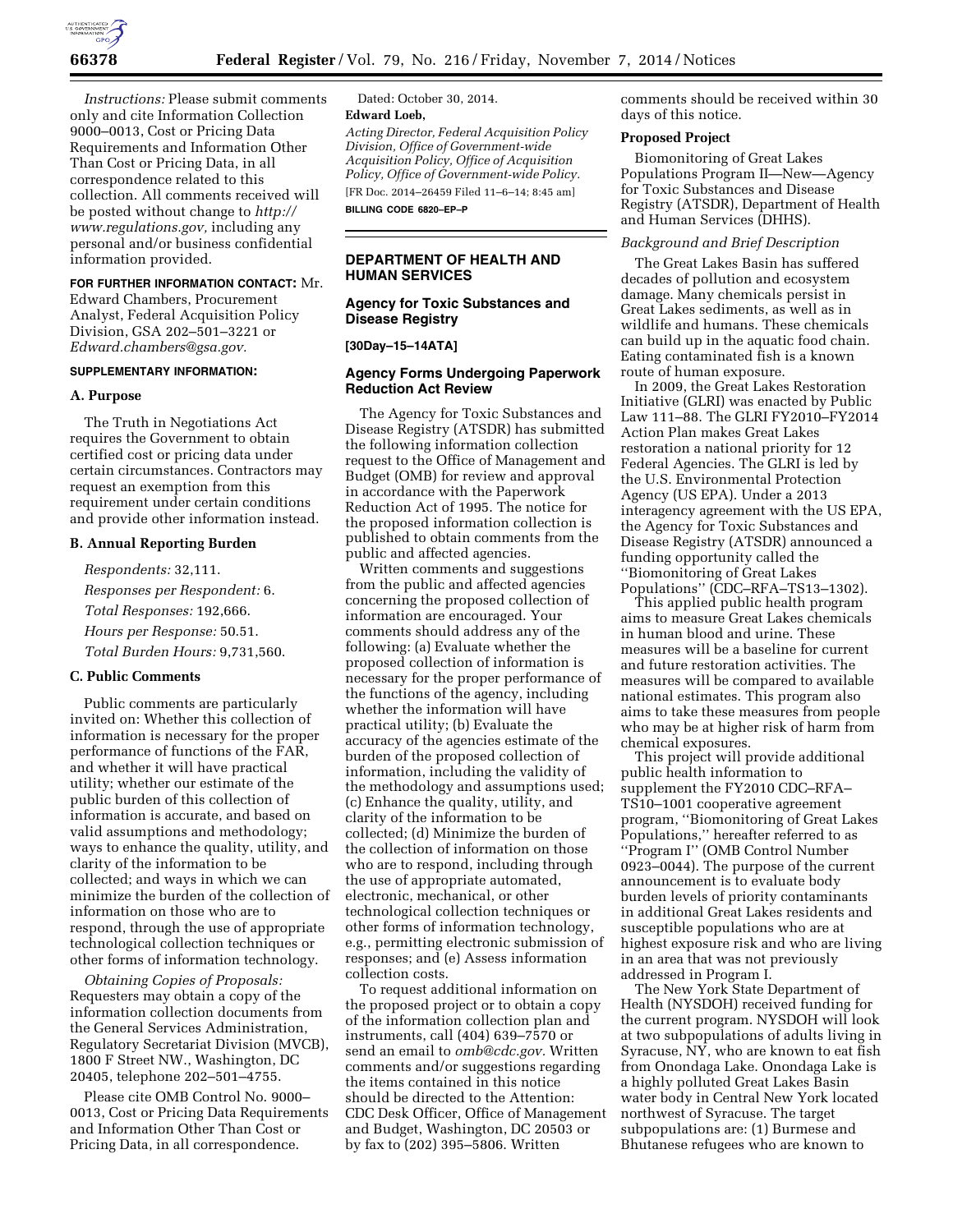*Instructions:* Please submit comments only and cite Information Collection 9000–0013, Cost or Pricing Data Requirements and Information Other Than Cost or Pricing Data, in all correspondence related to this collection. All comments received will be posted without change to *http://www.regulations.gov,* including any personal and/or business confidential information provided.

**FOR FURTHER INFORMATION CONTACT:** Mr. Edward Chambers, Procurement Analyst, Federal Acquisition Policy Division, GSA 202–501–3221 or *Edward.chambers@gsa.gov.*

**SUPPLEMENTARY INFORMATION:**

**A. Purpose**

The Truth in Negotiations Act requires the Government to obtain certified cost or pricing data under certain circumstances. Contractors may request an exemption from this requirement under certain conditions and provide other information instead.

**B. Annual Reporting Burden**

*Respondents:* 32,111.

*Responses per Respondent:* 6.

*Total Responses:* 192,666.

*Hours per Response:* 50.51.

*Total Burden Hours:* 9,731,560.

**C. Public Comments**

Public comments are particularly invited on: Whether this collection of information is necessary for the proper performance of functions of the FAR, and whether it will have practical utility; whether our estimate of the public burden of this collection of information is accurate, and based on valid assumptions and methodology; ways to enhance the quality, utility, and clarity of the information to be collected; and ways in which we can minimize the burden of the collection of information on those who are to respond, through the use of appropriate technological collection techniques or other forms of information technology.

*Obtaining Copies of Proposals:* Requesters may obtain a copy of the information collection documents from the General Services Administration, Regulatory Secretariat Division (MVCB), 1800 F Street NW., Washington, DC 20405, telephone 202–501–4755.

Please cite OMB Control No. 9000–0013, Cost or Pricing Data Requirements and Information Other Than Cost or Pricing Data, in all correspondence.

Dated: October 30, 2014.

**Edward Loeb,**

*Acting Director, Federal Acquisition Policy Division, Office of Government-wide Acquisition Policy, Office of Acquisition Policy, Office of Government-wide Policy.*

[FR Doc. 2014–26459 Filed 11–6–14; 8:45 am]

**BILLING CODE 6820–EP–P**

## DEPARTMENT OF HEALTH AND HUMAN SERVICES

### Agency for Toxic Substances and Disease Registry

**[30Day–15–14ATA]**

### Agency Forms Undergoing Paperwork Reduction Act Review

The Agency for Toxic Substances and Disease Registry (ATSDR) has submitted the following information collection request to the Office of Management and Budget (OMB) for review and approval in accordance with the Paperwork Reduction Act of 1995. The notice for the proposed information collection is published to obtain comments from the public and affected agencies.

Written comments and suggestions from the public and affected agencies concerning the proposed collection of information are encouraged. Your comments should address any of the following: (a) Evaluate whether the proposed collection of information is necessary for the proper performance of the functions of the agency, including whether the information will have practical utility; (b) Evaluate the accuracy of the agencies estimate of the burden of the proposed collection of information, including the validity of the methodology and assumptions used; (c) Enhance the quality, utility, and clarity of the information to be collected; (d) Minimize the burden of the collection of information on those who are to respond, including through the use of appropriate automated, electronic, mechanical, or other technological collection techniques or other forms of information technology, e.g., permitting electronic submission of responses; and (e) Assess information collection costs.

To request additional information on the proposed project or to obtain a copy of the information collection plan and instruments, call (404) 639–7570 or send an email to *omb@cdc.gov.* Written comments and/or suggestions regarding the items contained in this notice should be directed to the Attention: CDC Desk Officer, Office of Management and Budget, Washington, DC 20503 or by fax to (202) 395–5806. Written comments should be received within 30 days of this notice.

**Proposed Project**

Biomonitoring of Great Lakes Populations Program II—New—Agency for Toxic Substances and Disease Registry (ATSDR), Department of Health and Human Services (DHHS).

*Background and Brief Description*

The Great Lakes Basin has suffered decades of pollution and ecosystem damage. Many chemicals persist in Great Lakes sediments, as well as in wildlife and humans. These chemicals can build up in the aquatic food chain. Eating contaminated fish is a known route of human exposure.

In 2009, the Great Lakes Restoration Initiative (GLRI) was enacted by Public Law 111–88. The GLRI FY2010–FY2014 Action Plan makes Great Lakes restoration a national priority for 12 Federal Agencies. The GLRI is led by the U.S. Environmental Protection Agency (US EPA). Under a 2013 interagency agreement with the US EPA, the Agency for Toxic Substances and Disease Registry (ATSDR) announced a funding opportunity called the ''Biomonitoring of Great Lakes Populations'' (CDC–RFA–TS13–1302).

This applied public health program aims to measure Great Lakes chemicals in human blood and urine. These measures will be a baseline for current and future restoration activities. The measures will be compared to available national estimates. This program also aims to take these measures from people who may be at higher risk of harm from chemical exposures.

This project will provide additional public health information to supplement the FY2010 CDC–RFA–TS10–1001 cooperative agreement program, ''Biomonitoring of Great Lakes Populations,'' hereafter referred to as ''Program I'' (OMB Control Number 0923–0044). The purpose of the current announcement is to evaluate body burden levels of priority contaminants in additional Great Lakes residents and susceptible populations who are at highest exposure risk and who are living in an area that was not previously addressed in Program I.

The New York State Department of Health (NYSDOH) received funding for the current program. NYSDOH will look at two subpopulations of adults living in Syracuse, NY, who are known to eat fish from Onondaga Lake. Onondaga Lake is a highly polluted Great Lakes Basin water body in Central New York located northwest of Syracuse. The target subpopulations are: (1) Burmese and Bhutanese refugees who are known to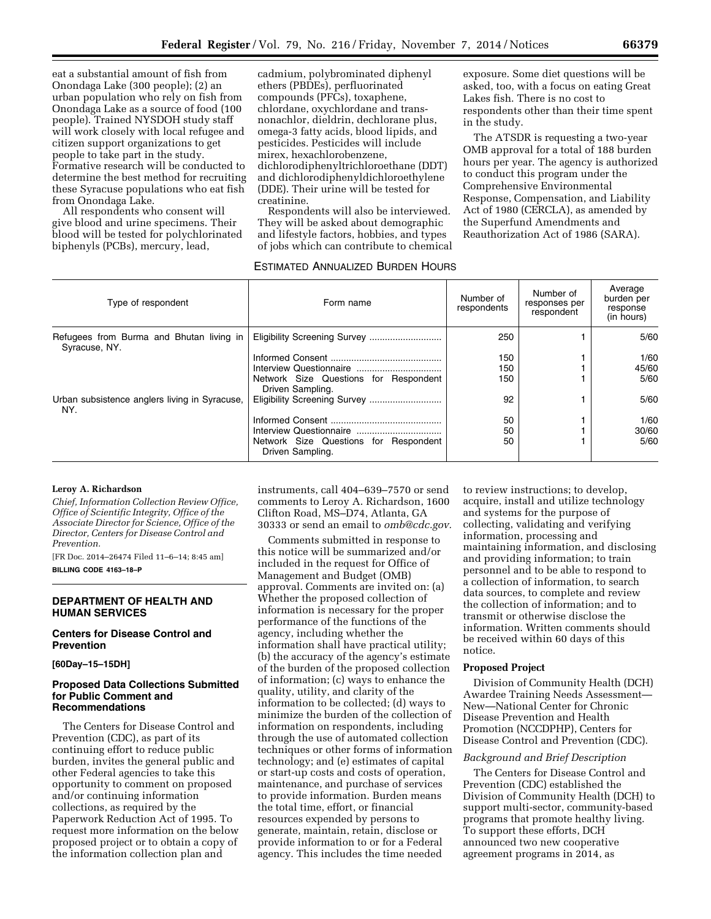eat a substantial amount of fish from Onondaga Lake (300 people); (2) an urban population who rely on fish from Onondaga Lake as a source of food (100 people). Trained NYSDOH study staff will work closely with local refugee and citizen support organizations to get people to take part in the study. Formative research will be conducted to determine the best method for recruiting these Syracuse populations who eat fish from Onondaga Lake.

All respondents who consent will give blood and urine specimens. Their blood will be tested for polychlorinated biphenyls (PCBs), mercury, lead, cadmium, polybrominated diphenyl ethers (PBDEs), perfluorinated compounds (PFCs), toxaphene, chlordane, oxychlordane and trans-nonachlor, dieldrin, dechlorane plus, omega-3 fatty acids, blood lipids, and pesticides. Pesticides will include mirex, hexachlorobenzene, dichlorodiphenyltrichloroethane (DDT) and dichlorodiphenyldichloroethylene (DDE). Their urine will be tested for creatinine.

Respondents will also be interviewed. They will be asked about demographic and lifestyle factors, hobbies, and types of jobs which can contribute to chemical exposure. Some diet questions will be asked, too, with a focus on eating Great Lakes fish. There is no cost to respondents other than their time spent in the study.

The ATSDR is requesting a two-year OMB approval for a total of 188 burden hours per year. The agency is authorized to conduct this program under the Comprehensive Environmental Response, Compensation, and Liability Act of 1980 (CERCLA), as amended by the Superfund Amendments and Reauthorization Act of 1986 (SARA).

ESTIMATED ANNUALIZED BURDEN HOURS

| Type of respondent | Form name | Number of respondents | Number of responses per respondent | Average burden per response (in hours) |
|---|---|---|---|---|
| Refugees from Burma and Bhutan living in Syracuse, NY. | Eligibility Screening Survey | 250 | 1 | 5/60 |
| | Informed Consent | 150 | 1 | 1/60 |
| | Interview Questionnaire | 150 | 1 | 45/60 |
| | Network Size Questions for Respondent Driven Sampling. | 150 | 1 | 5/60 |
| Urban subsistence anglers living in Syracuse, NY. | Eligibility Screening Survey | 92 | 1 | 5/60 |
| | Informed Consent | 50 | 1 | 1/60 |
| | Interview Questionnaire | 50 | 1 | 30/60 |
| | Network Size Questions for Respondent Driven Sampling. | 50 | 1 | 5/60 |

**Leroy A. Richardson**

*Chief, Information Collection Review Office, Office of Scientific Integrity, Office of the Associate Director for Science, Office of the Director, Centers for Disease Control and Prevention.*

[FR Doc. 2014–26474 Filed 11–6–14; 8:45 am]

**BILLING CODE 4163–18–P**

## DEPARTMENT OF HEALTH AND HUMAN SERVICES

### Centers for Disease Control and Prevention

**[60Day–15–15DH]**

### Proposed Data Collections Submitted for Public Comment and Recommendations

The Centers for Disease Control and Prevention (CDC), as part of its continuing effort to reduce public burden, invites the general public and other Federal agencies to take this opportunity to comment on proposed and/or continuing information collections, as required by the Paperwork Reduction Act of 1995. To request more information on the below proposed project or to obtain a copy of the information collection plan and instruments, call 404–639–7570 or send comments to Leroy A. Richardson, 1600 Clifton Road, MS–D74, Atlanta, GA 30333 or send an email to *omb@cdc.gov.*

Comments submitted in response to this notice will be summarized and/or included in the request for Office of Management and Budget (OMB) approval. Comments are invited on: (a) Whether the proposed collection of information is necessary for the proper performance of the functions of the agency, including whether the information shall have practical utility; (b) the accuracy of the agency's estimate of the burden of the proposed collection of information; (c) ways to enhance the quality, utility, and clarity of the information to be collected; (d) ways to minimize the burden of the collection of information on respondents, including through the use of automated collection techniques or other forms of information technology; and (e) estimates of capital or start-up costs and costs of operation, maintenance, and purchase of services to provide information. Burden means the total time, effort, or financial resources expended by persons to generate, maintain, retain, disclose or provide information to or for a Federal agency. This includes the time needed to review instructions; to develop, acquire, install and utilize technology and systems for the purpose of collecting, validating and verifying information, processing and maintaining information, and disclosing and providing information; to train personnel and to be able to respond to a collection of information, to search data sources, to complete and review the collection of information; and to transmit or otherwise disclose the information. Written comments should be received within 60 days of this notice.

**Proposed Project**

Division of Community Health (DCH) Awardee Training Needs Assessment—New—National Center for Chronic Disease Prevention and Health Promotion (NCCDPHP), Centers for Disease Control and Prevention (CDC).

*Background and Brief Description*

The Centers for Disease Control and Prevention (CDC) established the Division of Community Health (DCH) to support multi-sector, community-based programs that promote healthy living. To support these efforts, DCH announced two new cooperative agreement programs in 2014, as